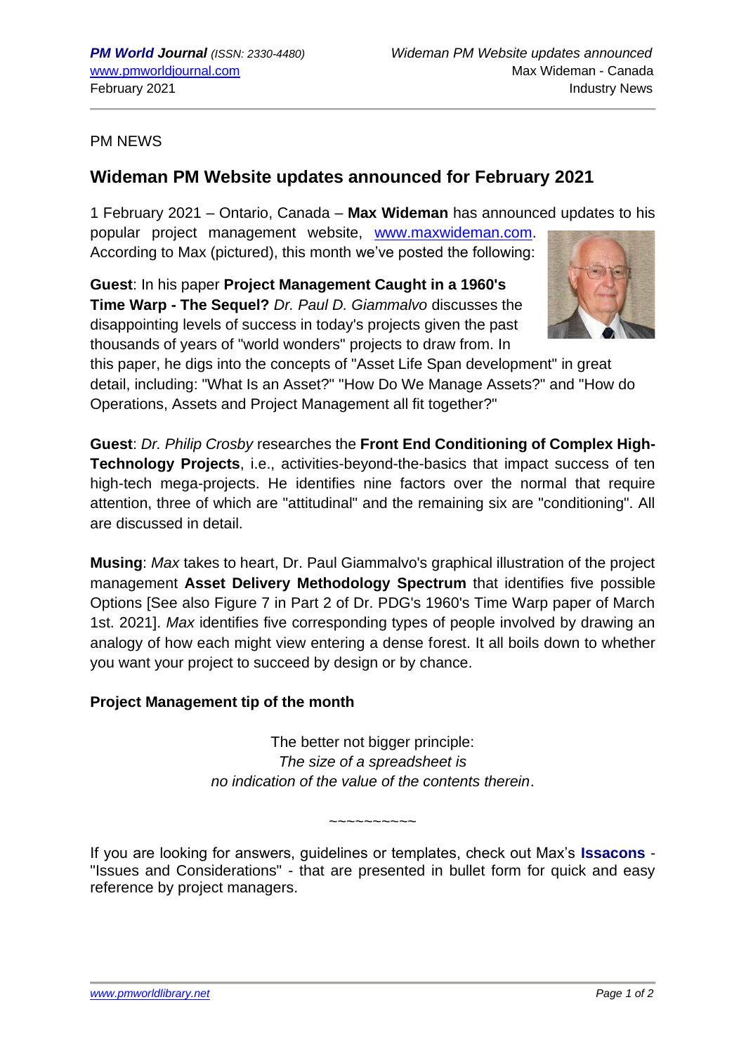PM NEWS

## Wideman PM Website updates announced for February 2021

1 February 2021 – Ontario, Canada – **Max Wideman** has announced updates to his popular project management website, www.maxwideman.com. According to Max (pictured), this month we've posted the following:

**Guest**: In his paper **Project Management Caught in a 1960's Time Warp - The Sequel?** *Dr. Paul D. Giammalvo* discusses the disappointing levels of success in today's projects given the past thousands of years of "world wonders" projects to draw from. In this paper, he digs into the concepts of "Asset Life Span development" in great detail, including: "What Is an Asset?" "How Do We Manage Assets?" and "How do Operations, Assets and Project Management all fit together?"

**Guest**: *Dr. Philip Crosby* researches the **Front End Conditioning of Complex High-Technology Projects**, i.e., activities-beyond-the-basics that impact success of ten high-tech mega-projects. He identifies nine factors over the normal that require attention, three of which are "attitudinal" and the remaining six are "conditioning". All are discussed in detail.

**Musing**: *Max* takes to heart, Dr. Paul Giammalvo's graphical illustration of the project management **Asset Delivery Methodology Spectrum** that identifies five possible Options [See also Figure 7 in Part 2 of Dr. PDG's 1960's Time Warp paper of March 1st. 2021]. *Max* identifies five corresponding types of people involved by drawing an analogy of how each might view entering a dense forest. It all boils down to whether you want your project to succeed by design or by chance.

**Project Management tip of the month**

The better not bigger principle:
*The size of a spreadsheet is*
*no indication of the value of the contents therein*.

~~~~~~~~~~

If you are looking for answers, guidelines or templates, check out Max's **Issacons** - "Issues and Considerations" - that are presented in bullet form for quick and easy reference by project managers.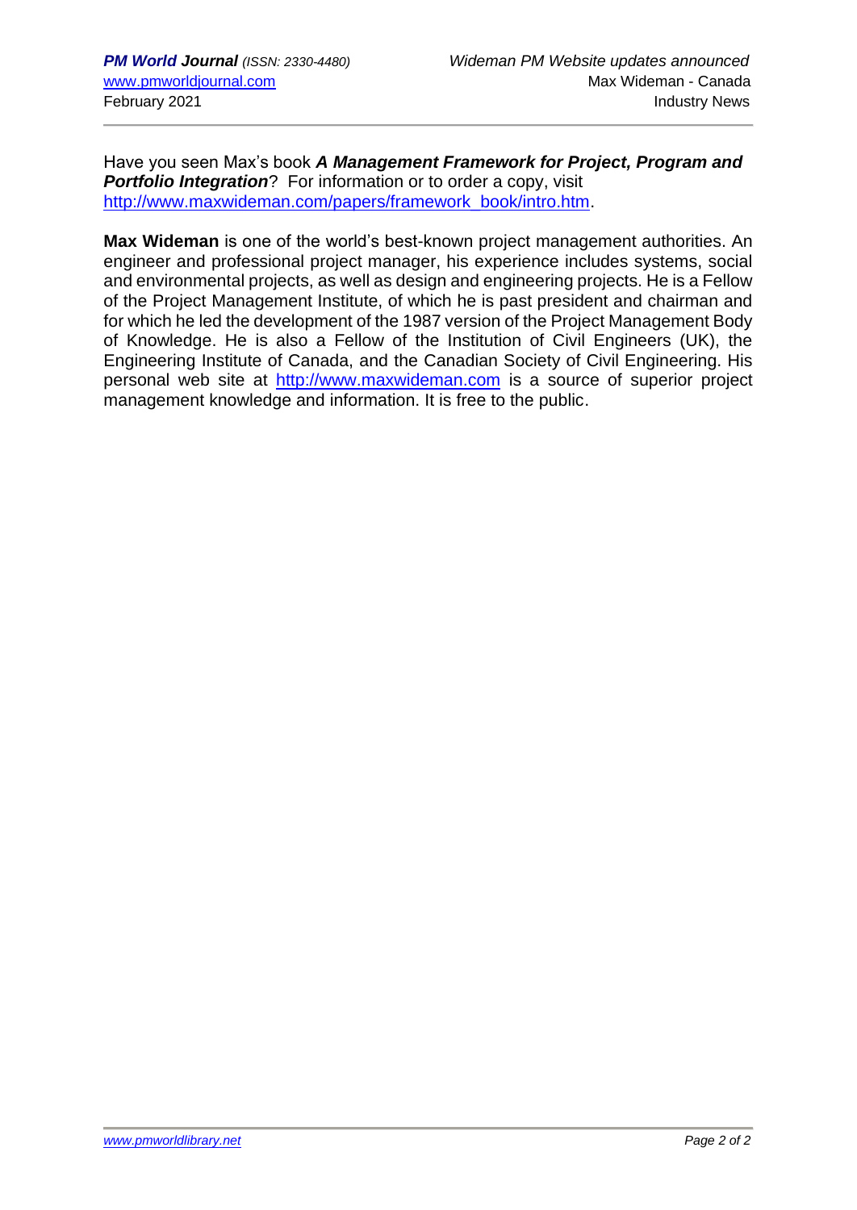Have you seen Max's book ***A Management Framework for Project, Program and Portfolio Integration***? For information or to order a copy, visit http://www.maxwideman.com/papers/framework_book/intro.htm.

**Max Wideman** is one of the world's best-known project management authorities. An engineer and professional project manager, his experience includes systems, social and environmental projects, as well as design and engineering projects. He is a Fellow of the Project Management Institute, of which he is past president and chairman and for which he led the development of the 1987 version of the Project Management Body of Knowledge. He is also a Fellow of the Institution of Civil Engineers (UK), the Engineering Institute of Canada, and the Canadian Society of Civil Engineering. His personal web site at http://www.maxwideman.com is a source of superior project management knowledge and information. It is free to the public.